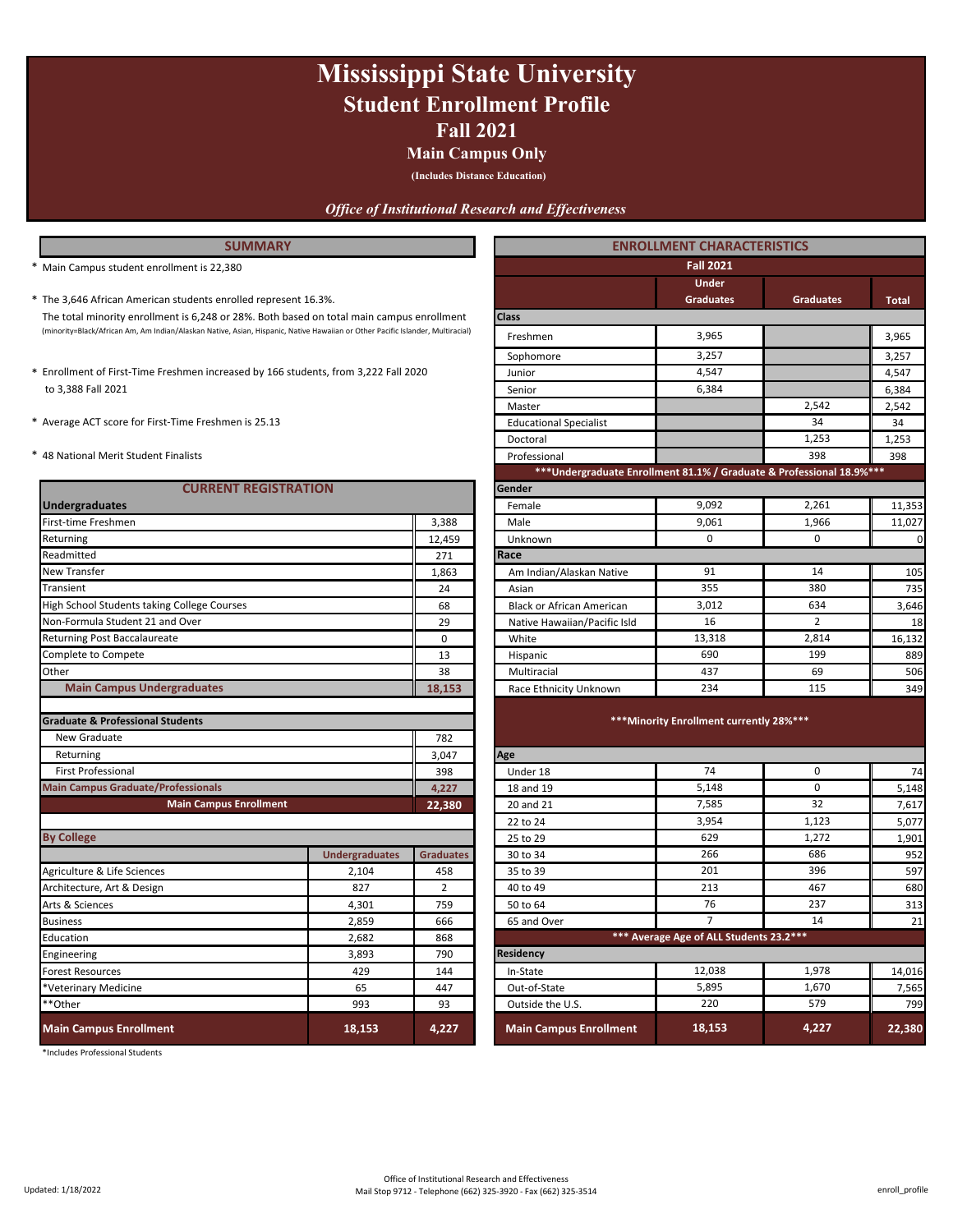# Mississippi State University

## Student Enrollment Profile

## Fall 2021

### Main Campus Only

**(Includes Distance Education)**

*Office of Institutional Research and Effectiveness*

## SUMMARY

* Main Campus student enrollment is 22,380

* The 3,646 African American students enrolled represent 16.3%.
  The total minority enrollment is 6,248 or 28%. Both based on total main campus enrollment
  (minority=Black/African Am, Am Indian/Alaskan Native, Asian, Hispanic, Native Hawaiian or Other Pacific Islander, Multiracial)

* Enrollment of First-Time Freshmen increased by 166 students, from 3,222 Fall 2020 to 3,388 Fall 2021

* Average ACT score for First-Time Freshmen is 25.13

* 48 National Merit Student Finalists

## CURRENT REGISTRATION

| Undergraduates | |
|---|---|
| First-time Freshmen | 3,388 |
| Returning | 12,459 |
| Readmitted | 271 |
| New Transfer | 1,863 |
| Transient | 24 |
| High School Students taking College Courses | 68 |
| Non-Formula Student 21 and Over | 29 |
| Returning Post Baccalaureate | 0 |
| Complete to Compete | 13 |
| Other | 38 |
| **Main Campus Undergraduates** | **18,153** |
| **Graduate & Professional Students** | |
| New Graduate | 782 |
| Returning | 3,047 |
| First Professional | 398 |
| **Main Campus Graduate/Professionals** | **4,227** |
| **Main Campus Enrollment** | **22,380** |

### By College

| | Undergraduates | Graduates |
|---|---|---|
| Agriculture & Life Sciences | 2,104 | 458 |
| Architecture, Art & Design | 827 | 2 |
| Arts & Sciences | 4,301 | 759 |
| Business | 2,859 | 666 |
| Education | 2,682 | 868 |
| Engineering | 3,893 | 790 |
| Forest Resources | 429 | 144 |
| *Veterinary Medicine | 65 | 447 |
| **Other | 993 | 93 |
| **Main Campus Enrollment** | **18,153** | **4,227** |

*Includes Professional Students

## ENROLLMENT CHARACTERISTICS

### Fall 2021

| | Under Graduates | Graduates | Total |
|---|---|---|---|
| **Class** | | | |
| Freshmen | 3,965 | | 3,965 |
| Sophomore | 3,257 | | 3,257 |
| Junior | 4,547 | | 4,547 |
| Senior | 6,384 | | 6,384 |
| Master | | 2,542 | 2,542 |
| Educational Specialist | | 34 | 34 |
| Doctoral | | 1,253 | 1,253 |
| Professional | | 398 | 398 |
| ***Undergraduate Enrollment 81.1% / Graduate & Professional 18.9%*** | | | |
| **Gender** | | | |
| Female | 9,092 | 2,261 | 11,353 |
| Male | 9,061 | 1,966 | 11,027 |
| Unknown | 0 | 0 | 0 |
| **Race** | | | |
| Am Indian/Alaskan Native | 91 | 14 | 105 |
| Asian | 355 | 380 | 735 |
| Black or African American | 3,012 | 634 | 3,646 |
| Native Hawaiian/Pacific Isld | 16 | 2 | 18 |
| White | 13,318 | 2,814 | 16,132 |
| Hispanic | 690 | 199 | 889 |
| Multiracial | 437 | 69 | 506 |
| Race Ethnicity Unknown | 234 | 115 | 349 |
| ***Minority Enrollment currently 28%*** | | | |
| **Age** | | | |
| Under 18 | 74 | 0 | 74 |
| 18 and 19 | 5,148 | 0 | 5,148 |
| 20 and 21 | 7,585 | 32 | 7,617 |
| 22 to 24 | 3,954 | 1,123 | 5,077 |
| 25 to 29 | 629 | 1,272 | 1,901 |
| 30 to 34 | 266 | 686 | 952 |
| 35 to 39 | 201 | 396 | 597 |
| 40 to 49 | 213 | 467 | 680 |
| 50 to 64 | 76 | 237 | 313 |
| 65 and Over | 7 | 14 | 21 |
| *** Average Age of ALL Students 23.2*** | | | |
| **Residency** | | | |
| In-State | 12,038 | 1,978 | 14,016 |
| Out-of-State | 5,895 | 1,670 | 7,565 |
| Outside the U.S. | 220 | 579 | 799 |
| **Main Campus Enrollment** | **18,153** | **4,227** | **22,380** |

Updated: 1/18/2022

Office of Institutional Research and Effectiveness
Mail Stop 9712 - Telephone (662) 325-3920 - Fax (662) 325-3514

enroll_profile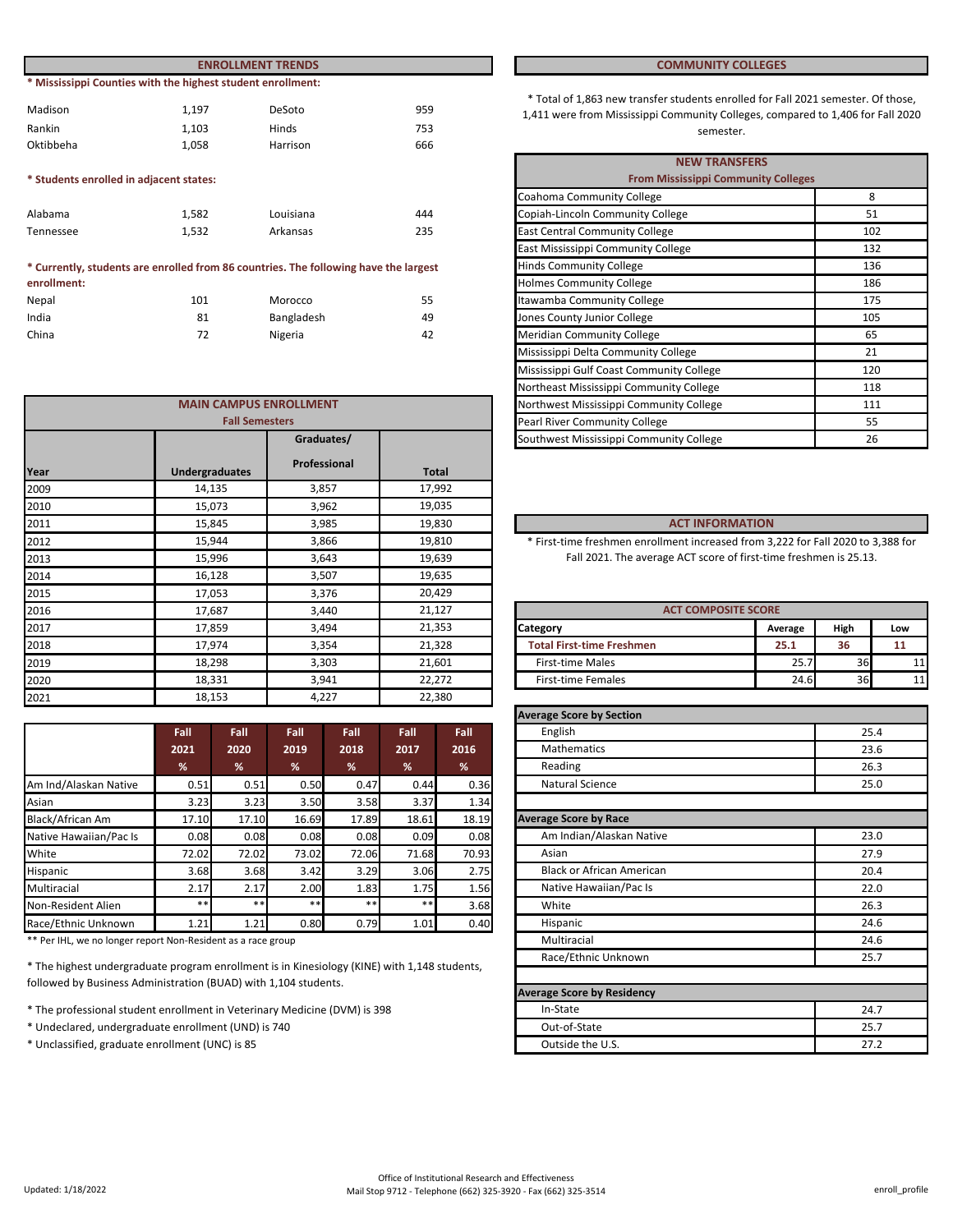## ENROLLMENT TRENDS

**\* Mississippi Counties with the highest student enrollment:**

| | | | |
|---|---|---|---|
| Madison | 1,197 | DeSoto | 959 |
| Rankin | 1,103 | Hinds | 753 |
| Oktibbeha | 1,058 | Harrison | 666 |

**\* Students enrolled in adjacent states:**

| | | | |
|---|---|---|---|
| Alabama | 1,582 | Louisiana | 444 |
| Tennessee | 1,532 | Arkansas | 235 |

**\* Currently, students are enrolled from 86 countries. The following have the largest enrollment:**

| | | | |
|---|---|---|---|
| Nepal | 101 | Morocco | 55 |
| India | 81 | Bangladesh | 49 |
| China | 72 | Nigeria | 42 |

### MAIN CAMPUS ENROLLMENT
**Fall Semesters**

| Year | Undergraduates | Graduates/ Professional | Total |
|---|---|---|---|
| 2009 | 14,135 | 3,857 | 17,992 |
| 2010 | 15,073 | 3,962 | 19,035 |
| 2011 | 15,845 | 3,985 | 19,830 |
| 2012 | 15,944 | 3,866 | 19,810 |
| 2013 | 15,996 | 3,643 | 19,639 |
| 2014 | 16,128 | 3,507 | 19,635 |
| 2015 | 17,053 | 3,376 | 20,429 |
| 2016 | 17,687 | 3,440 | 21,127 |
| 2017 | 17,859 | 3,494 | 21,353 |
| 2018 | 17,974 | 3,354 | 21,328 |
| 2019 | 18,298 | 3,303 | 21,601 |
| 2020 | 18,331 | 3,941 | 22,272 |
| 2021 | 18,153 | 4,227 | 22,380 |

| | Fall 2021 % | Fall 2020 % | Fall 2019 % | Fall 2018 % | Fall 2017 % | Fall 2016 % |
|---|---|---|---|---|---|---|
| Am Ind/Alaskan Native | 0.51 | 0.51 | 0.50 | 0.47 | 0.44 | 0.36 |
| Asian | 3.23 | 3.23 | 3.50 | 3.58 | 3.37 | 1.34 |
| Black/African Am | 17.10 | 17.10 | 16.69 | 17.89 | 18.61 | 18.19 |
| Native Hawaiian/Pac Is | 0.08 | 0.08 | 0.08 | 0.08 | 0.09 | 0.08 |
| White | 72.02 | 72.02 | 73.02 | 72.06 | 71.68 | 70.93 |
| Hispanic | 3.68 | 3.68 | 3.42 | 3.29 | 3.06 | 2.75 |
| Multiracial | 2.17 | 2.17 | 2.00 | 1.83 | 1.75 | 1.56 |
| Non-Resident Alien | ** | ** | ** | ** | ** | 3.68 |
| Race/Ethnic Unknown | 1.21 | 1.21 | 0.80 | 0.79 | 1.01 | 0.40 |

** Per IHL, we no longer report Non-Resident as a race group

\* The highest undergraduate program enrollment is in Kinesiology (KINE) with 1,148 students, followed by Business Administration (BUAD) with 1,104 students.

\* The professional student enrollment in Veterinary Medicine (DVM) is 398

\* Undeclared, undergraduate enrollment (UND) is 740

\* Unclassified, graduate enrollment (UNC) is 85

## COMMUNITY COLLEGES

\* Total of 1,863 new transfer students enrolled for Fall 2021 semester. Of those, 1,411 were from Mississippi Community Colleges, compared to 1,406 for Fall 2020 semester.

| NEW TRANSFERS From Mississippi Community Colleges | |
|---|---|
| Coahoma Community College | 8 |
| Copiah-Lincoln Community College | 51 |
| East Central Community College | 102 |
| East Mississippi Community College | 132 |
| Hinds Community College | 136 |
| Holmes Community College | 186 |
| Itawamba Community College | 175 |
| Jones County Junior College | 105 |
| Meridian Community College | 65 |
| Mississippi Delta Community College | 21 |
| Mississippi Gulf Coast Community College | 120 |
| Northeast Mississippi Community College | 118 |
| Northwest Mississippi Community College | 111 |
| Pearl River Community College | 55 |
| Southwest Mississippi Community College | 26 |

## ACT INFORMATION

\* First-time freshmen enrollment increased from 3,222 for Fall 2020 to 3,388 for Fall 2021. The average ACT score of first-time freshmen is 25.13.

### ACT COMPOSITE SCORE

| Category | Average | High | Low |
|---|---|---|---|
| **Total First-time Freshmen** | **25.1** | **36** | **11** |
| First-time Males | 25.7 | 36 | 11 |
| First-time Females | 24.6 | 36 | 11 |

| **Average Score by Section** | |
|---|---|
| English | 25.4 |
| Mathematics | 23.6 |
| Reading | 26.3 |
| Natural Science | 25.0 |
| | |
| **Average Score by Race** | |
| Am Indian/Alaskan Native | 23.0 |
| Asian | 27.9 |
| Black or African American | 20.4 |
| Native Hawaiian/Pac Is | 22.0 |
| White | 26.3 |
| Hispanic | 24.6 |
| Multiracial | 24.6 |
| Race/Ethnic Unknown | 25.7 |
| | |
| **Average Score by Residency** | |
| In-State | 24.7 |
| Out-of-State | 25.7 |
| Outside the U.S. | 27.2 |

Updated: 1/18/2022

Office of Institutional Research and Effectiveness
Mail Stop 9712 - Telephone (662) 325-3920 - Fax (662) 325-3514

enroll_profile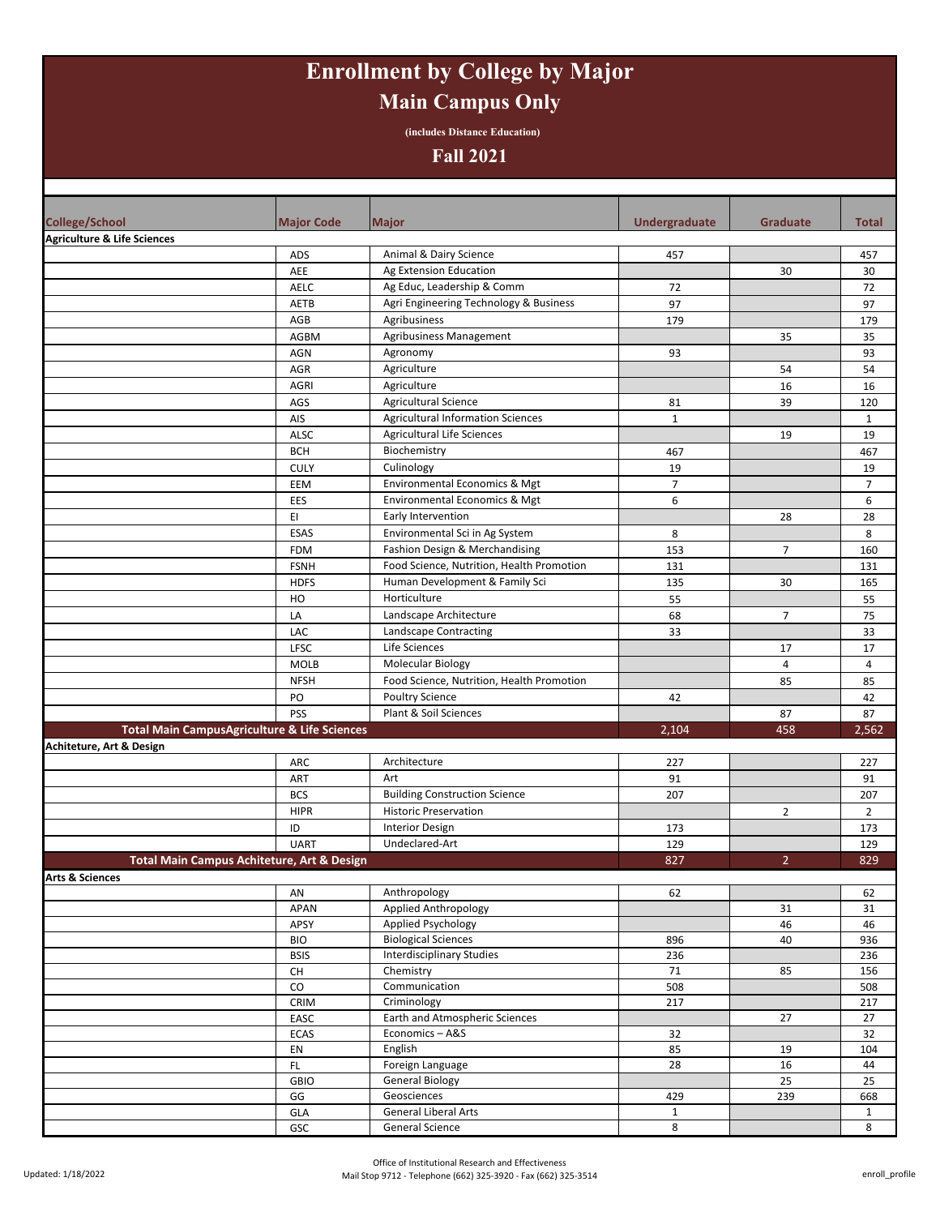# Enrollment by College by Major

## Main Campus Only

(includes Distance Education)

## Fall 2021

| College/School | Major Code | Major | Undergraduate | Graduate | Total |
|---|---|---|---|---|---|
| **Agriculture & Life Sciences** | | | | | |
| | ADS | Animal & Dairy Science | 457 | | 457 |
| | AEE | Ag Extension Education | | 30 | 30 |
| | AELC | Ag Educ, Leadership & Comm | 72 | | 72 |
| | AETB | Agri Engineering Technology & Business | 97 | | 97 |
| | AGB | Agribusiness | 179 | | 179 |
| | AGBM | Agribusiness Management | | 35 | 35 |
| | AGN | Agronomy | 93 | | 93 |
| | AGR | Agriculture | | 54 | 54 |
| | AGRI | Agriculture | | 16 | 16 |
| | AGS | Agricultural Science | 81 | 39 | 120 |
| | AIS | Agricultural Information Sciences | 1 | | 1 |
| | ALSC | Agricultural Life Sciences | | 19 | 19 |
| | BCH | Biochemistry | 467 | | 467 |
| | CULY | Culinology | 19 | | 19 |
| | EEM | Environmental Economics & Mgt | 7 | | 7 |
| | EES | Environmental Economics & Mgt | 6 | | 6 |
| | EI | Early Intervention | | 28 | 28 |
| | ESAS | Environmental Sci in Ag System | 8 | | 8 |
| | FDM | Fashion Design & Merchandising | 153 | 7 | 160 |
| | FSNH | Food Science, Nutrition, Health Promotion | 131 | | 131 |
| | HDFS | Human Development & Family Sci | 135 | 30 | 165 |
| | HO | Horticulture | 55 | | 55 |
| | LA | Landscape Architecture | 68 | 7 | 75 |
| | LAC | Landscape Contracting | 33 | | 33 |
| | LFSC | Life Sciences | | 17 | 17 |
| | MOLB | Molecular Biology | | 4 | 4 |
| | NFSH | Food Science, Nutrition, Health Promotion | | 85 | 85 |
| | PO | Poultry Science | 42 | | 42 |
| | PSS | Plant & Soil Sciences | | 87 | 87 |
| **Total Main CampusAgriculture & Life Sciences** | | | **2,104** | **458** | **2,562** |
| **Achiteture, Art & Design** | | | | | |
| | ARC | Architecture | 227 | | 227 |
| | ART | Art | 91 | | 91 |
| | BCS | Building Construction Science | 207 | | 207 |
| | HIPR | Historic Preservation | | 2 | 2 |
| | ID | Interior Design | 173 | | 173 |
| | UART | Undeclared-Art | 129 | | 129 |
| **Total Main Campus Achiteture, Art & Design** | | | **827** | **2** | **829** |
| **Arts & Sciences** | | | | | |
| | AN | Anthropology | 62 | | 62 |
| | APAN | Applied Anthropology | | 31 | 31 |
| | APSY | Applied Psychology | | 46 | 46 |
| | BIO | Biological Sciences | 896 | 40 | 936 |
| | BSIS | Interdisciplinary Studies | 236 | | 236 |
| | CH | Chemistry | 71 | 85 | 156 |
| | CO | Communication | 508 | | 508 |
| | CRIM | Criminology | 217 | | 217 |
| | EASC | Earth and Atmospheric Sciences | | 27 | 27 |
| | ECAS | Economics – A&S | 32 | | 32 |
| | EN | English | 85 | 19 | 104 |
| | FL | Foreign Language | 28 | 16 | 44 |
| | GBIO | General Biology | | 25 | 25 |
| | GG | Geosciences | 429 | 239 | 668 |
| | GLA | General Liberal Arts | 1 | | 1 |
| | GSC | General Science | 8 | | 8 |

Updated: 1/18/2022

Office of Institutional Research and Effectiveness
Mail Stop 9712 - Telephone (662) 325-3920 - Fax (662) 325-3514

enroll_profile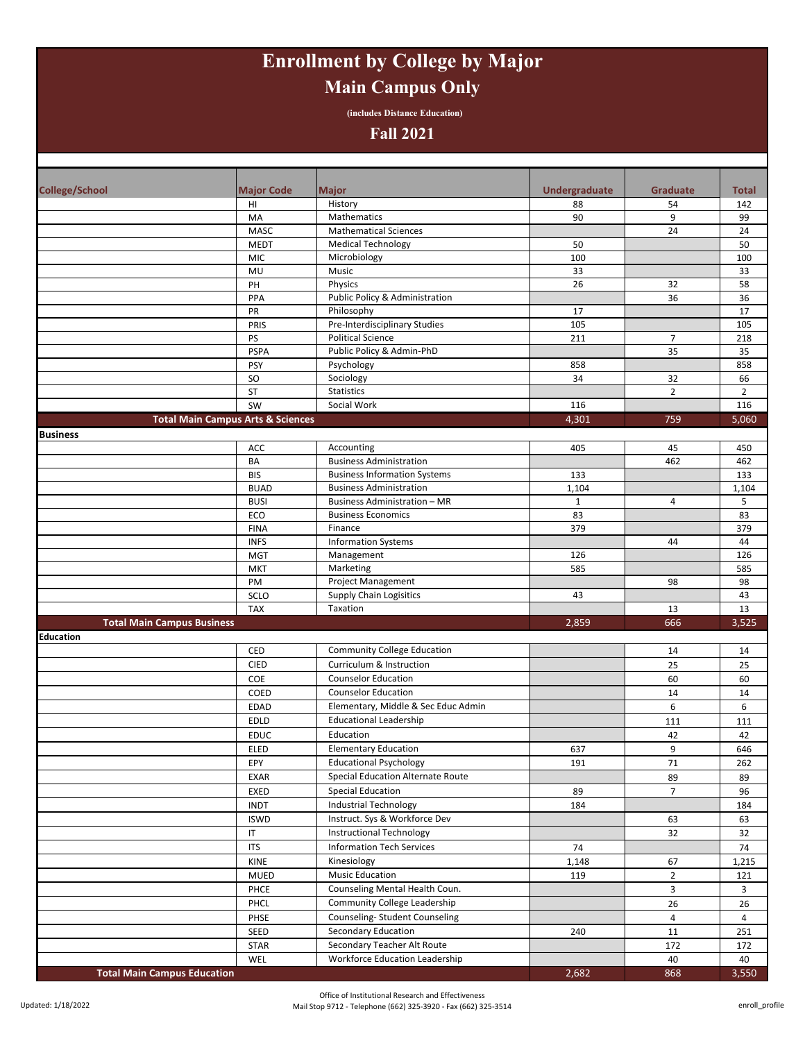# Enrollment by College by Major

## Main Campus Only

(includes Distance Education)

## Fall 2021

| College/School | Major Code | Major | Undergraduate | Graduate | Total |
|---|---|---|---|---|---|
| | HI | History | 88 | 54 | 142 |
| | MA | Mathematics | 90 | 9 | 99 |
| | MASC | Mathematical Sciences | | 24 | 24 |
| | MEDT | Medical Technology | 50 | | 50 |
| | MIC | Microbiology | 100 | | 100 |
| | MU | Music | 33 | | 33 |
| | PH | Physics | 26 | 32 | 58 |
| | PPA | Public Policy & Administration | | 36 | 36 |
| | PR | Philosophy | 17 | | 17 |
| | PRIS | Pre-Interdisciplinary Studies | 105 | | 105 |
| | PS | Political Science | 211 | 7 | 218 |
| | PSPA | Public Policy & Admin-PhD | | 35 | 35 |
| | PSY | Psychology | 858 | | 858 |
| | SO | Sociology | 34 | 32 | 66 |
| | ST | Statistics | | 2 | 2 |
| | SW | Social Work | 116 | | 116 |
| **Total Main Campus Arts & Sciences** | | | **4,301** | **759** | **5,060** |
| **Business** | | | | | |
| | ACC | Accounting | 405 | 45 | 450 |
| | BA | Business Administration | | 462 | 462 |
| | BIS | Business Information Systems | 133 | | 133 |
| | BUAD | Business Administration | 1,104 | | 1,104 |
| | BUSI | Business Administration – MR | 1 | 4 | 5 |
| | ECO | Business Economics | 83 | | 83 |
| | FINA | Finance | 379 | | 379 |
| | INFS | Information Systems | | 44 | 44 |
| | MGT | Management | 126 | | 126 |
| | MKT | Marketing | 585 | | 585 |
| | PM | Project Management | | 98 | 98 |
| | SCLO | Supply Chain Logisitics | 43 | | 43 |
| | TAX | Taxation | | 13 | 13 |
| **Total Main Campus Business** | | | **2,859** | **666** | **3,525** |
| **Education** | | | | | |
| | CED | Community College Education | | 14 | 14 |
| | CIED | Curriculum & Instruction | | 25 | 25 |
| | COE | Counselor Education | | 60 | 60 |
| | COED | Counselor Education | | 14 | 14 |
| | EDAD | Elementary, Middle & Sec Educ Admin | | 6 | 6 |
| | EDLD | Educational Leadership | | 111 | 111 |
| | EDUC | Education | | 42 | 42 |
| | ELED | Elementary Education | 637 | 9 | 646 |
| | EPY | Educational Psychology | 191 | 71 | 262 |
| | EXAR | Special Education Alternate Route | | 89 | 89 |
| | EXED | Special Education | 89 | 7 | 96 |
| | INDT | Industrial Technology | 184 | | 184 |
| | ISWD | Instruct. Sys & Workforce Dev | | 63 | 63 |
| | IT | Instructional Technology | | 32 | 32 |
| | ITS | Information Tech Services | 74 | | 74 |
| | KINE | Kinesiology | 1,148 | 67 | 1,215 |
| | MUED | Music Education | 119 | 2 | 121 |
| | PHCE | Counseling Mental Health Coun. | | 3 | 3 |
| | PHCL | Community College Leadership | | 26 | 26 |
| | PHSE | Counseling- Student Counseling | | 4 | 4 |
| | SEED | Secondary Education | 240 | 11 | 251 |
| | STAR | Secondary Teacher Alt Route | | 172 | 172 |
| | WEL | Workforce Education Leadership | | 40 | 40 |
| **Total Main Campus Education** | | | **2,682** | **868** | **3,550** |

Updated: 1/18/2022

Office of Institutional Research and Effectiveness
Mail Stop 9712 - Telephone (662) 325-3920 - Fax (662) 325-3514

enroll_profile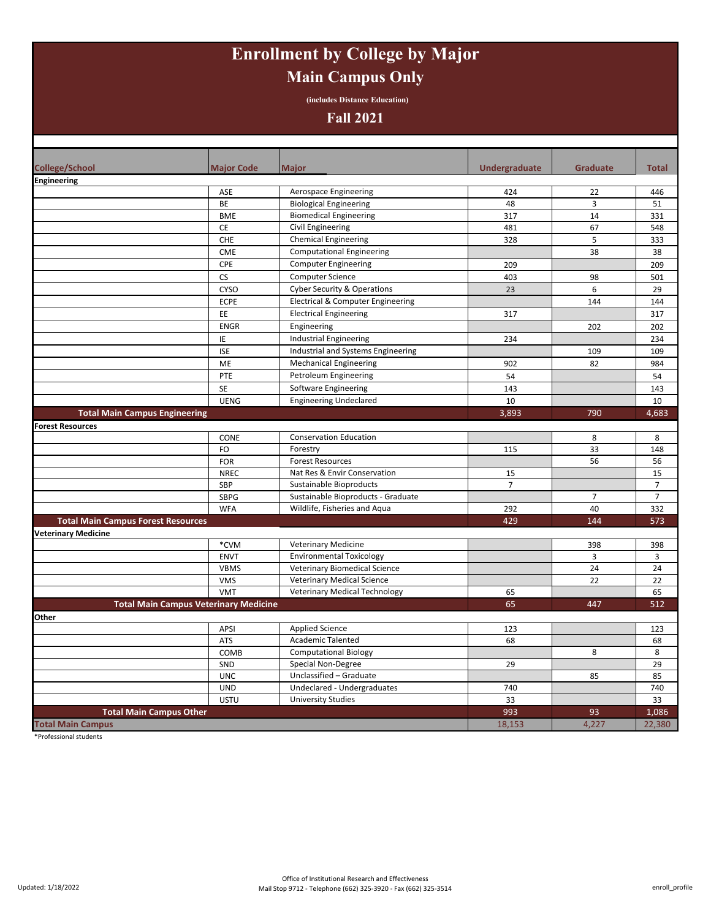# Enrollment by College by Major

## Main Campus Only

(includes Distance Education)

## Fall 2021

| College/School | Major Code | Major | Undergraduate | Graduate | Total |
|---|---|---|---|---|---|
| **Engineering** | | | | | |
| | ASE | Aerospace Engineering | 424 | 22 | 446 |
| | BE | Biological Engineering | 48 | 3 | 51 |
| | BME | Biomedical Engineering | 317 | 14 | 331 |
| | CE | Civil Engineering | 481 | 67 | 548 |
| | CHE | Chemical Engineering | 328 | 5 | 333 |
| | CME | Computational Engineering | | 38 | 38 |
| | CPE | Computer Engineering | 209 | | 209 |
| | CS | Computer Science | 403 | 98 | 501 |
| | CYSO | Cyber Security & Operations | 23 | 6 | 29 |
| | ECPE | Electrical & Computer Engineering | | 144 | 144 |
| | EE | Electrical Engineering | 317 | | 317 |
| | ENGR | Engineering | | 202 | 202 |
| | IE | Industrial Engineering | 234 | | 234 |
| | ISE | Industrial and Systems Engineering | | 109 | 109 |
| | ME | Mechanical Engineering | 902 | 82 | 984 |
| | PTE | Petroleum Engineering | 54 | | 54 |
| | SE | Software Engineering | 143 | | 143 |
| | UENG | Engineering Undeclared | 10 | | 10 |
| **Total Main Campus Engineering** | | | 3,893 | 790 | 4,683 |
| **Forest Resources** | | | | | |
| | CONE | Conservation Education | | 8 | 8 |
| | FO | Forestry | 115 | 33 | 148 |
| | FOR | Forest Resources | | 56 | 56 |
| | NREC | Nat Res & Envir Conservation | 15 | | 15 |
| | SBP | Sustainable Bioproducts | 7 | | 7 |
| | SBPG | Sustainable Bioproducts - Graduate | | 7 | 7 |
| | WFA | Wildlife, Fisheries and Aqua | 292 | 40 | 332 |
| **Total Main Campus Forest Resources** | | | 429 | 144 | 573 |
| **Veterinary Medicine** | | | | | |
| | *CVM | Veterinary Medicine | | 398 | 398 |
| | ENVT | Environmental Toxicology | | 3 | 3 |
| | VBMS | Veterinary Biomedical Science | | 24 | 24 |
| | VMS | Veterinary Medical Science | | 22 | 22 |
| | VMT | Veterinary Medical Technology | 65 | | 65 |
| **Total Main Campus Veterinary Medicine** | | | 65 | 447 | 512 |
| **Other** | | | | | |
| | APSI | Applied Science | 123 | | 123 |
| | ATS | Academic Talented | 68 | | 68 |
| | COMB | Computational Biology | | 8 | 8 |
| | SND | Special Non-Degree | 29 | | 29 |
| | UNC | Unclassified – Graduate | | 85 | 85 |
| | UND | Undeclared - Undergraduates | 740 | | 740 |
| | USTU | University Studies | 33 | | 33 |
| **Total Main Campus Other** | | | 993 | 93 | 1,086 |
| **Total Main Campus** | | | 18,153 | 4,227 | 22,380 |

*Professional students

Updated: 1/18/2022

Office of Institutional Research and Effectiveness
Mail Stop 9712 - Telephone (662) 325-3920 - Fax (662) 325-3514

enroll_profile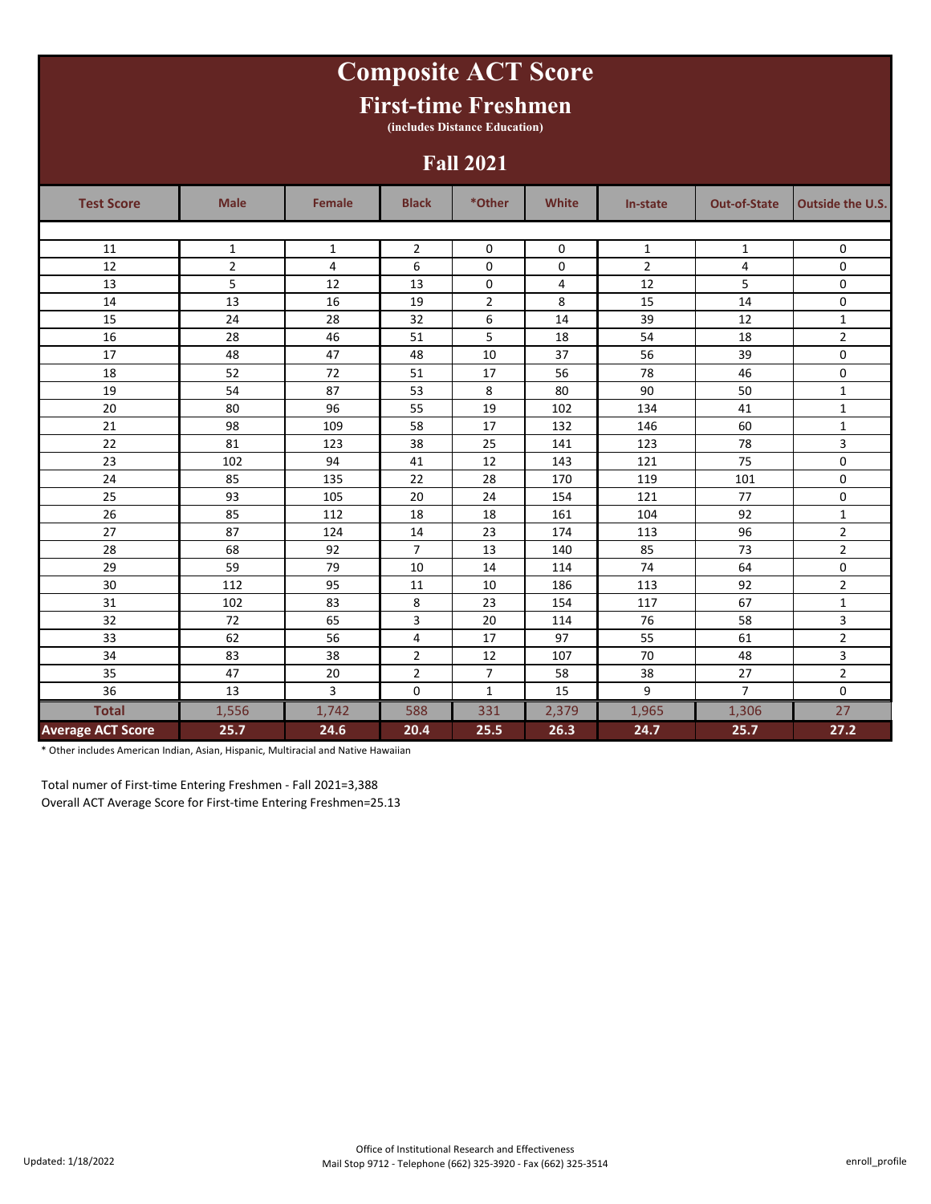# Composite ACT Score

## First-time Freshmen

(includes Distance Education)

## Fall 2021

| Test Score | Male | Female | Black | *Other | White | In-state | Out-of-State | Outside the U.S. |
|---|---|---|---|---|---|---|---|---|
| 11 | 1 | 1 | 2 | 0 | 0 | 1 | 1 | 0 |
| 12 | 2 | 4 | 6 | 0 | 0 | 2 | 4 | 0 |
| 13 | 5 | 12 | 13 | 0 | 4 | 12 | 5 | 0 |
| 14 | 13 | 16 | 19 | 2 | 8 | 15 | 14 | 0 |
| 15 | 24 | 28 | 32 | 6 | 14 | 39 | 12 | 1 |
| 16 | 28 | 46 | 51 | 5 | 18 | 54 | 18 | 2 |
| 17 | 48 | 47 | 48 | 10 | 37 | 56 | 39 | 0 |
| 18 | 52 | 72 | 51 | 17 | 56 | 78 | 46 | 0 |
| 19 | 54 | 87 | 53 | 8 | 80 | 90 | 50 | 1 |
| 20 | 80 | 96 | 55 | 19 | 102 | 134 | 41 | 1 |
| 21 | 98 | 109 | 58 | 17 | 132 | 146 | 60 | 1 |
| 22 | 81 | 123 | 38 | 25 | 141 | 123 | 78 | 3 |
| 23 | 102 | 94 | 41 | 12 | 143 | 121 | 75 | 0 |
| 24 | 85 | 135 | 22 | 28 | 170 | 119 | 101 | 0 |
| 25 | 93 | 105 | 20 | 24 | 154 | 121 | 77 | 0 |
| 26 | 85 | 112 | 18 | 18 | 161 | 104 | 92 | 1 |
| 27 | 87 | 124 | 14 | 23 | 174 | 113 | 96 | 2 |
| 28 | 68 | 92 | 7 | 13 | 140 | 85 | 73 | 2 |
| 29 | 59 | 79 | 10 | 14 | 114 | 74 | 64 | 0 |
| 30 | 112 | 95 | 11 | 10 | 186 | 113 | 92 | 2 |
| 31 | 102 | 83 | 8 | 23 | 154 | 117 | 67 | 1 |
| 32 | 72 | 65 | 3 | 20 | 114 | 76 | 58 | 3 |
| 33 | 62 | 56 | 4 | 17 | 97 | 55 | 61 | 2 |
| 34 | 83 | 38 | 2 | 12 | 107 | 70 | 48 | 3 |
| 35 | 47 | 20 | 2 | 7 | 58 | 38 | 27 | 2 |
| 36 | 13 | 3 | 0 | 1 | 15 | 9 | 7 | 0 |
| **Total** | 1,556 | 1,742 | 588 | 331 | 2,379 | 1,965 | 1,306 | 27 |
| **Average ACT Score** | **25.7** | **24.6** | **20.4** | **25.5** | **26.3** | **24.7** | **25.7** | **27.2** |

* Other includes American Indian, Asian, Hispanic, Multiracial and Native Hawaiian

Total numer of First-time Entering Freshmen - Fall 2021=3,388

Overall ACT Average Score for First-time Entering Freshmen=25.13

Updated: 1/18/2022

Office of Institutional Research and Effectiveness
Mail Stop 9712 - Telephone (662) 325-3920 - Fax (662) 325-3514

enroll_profile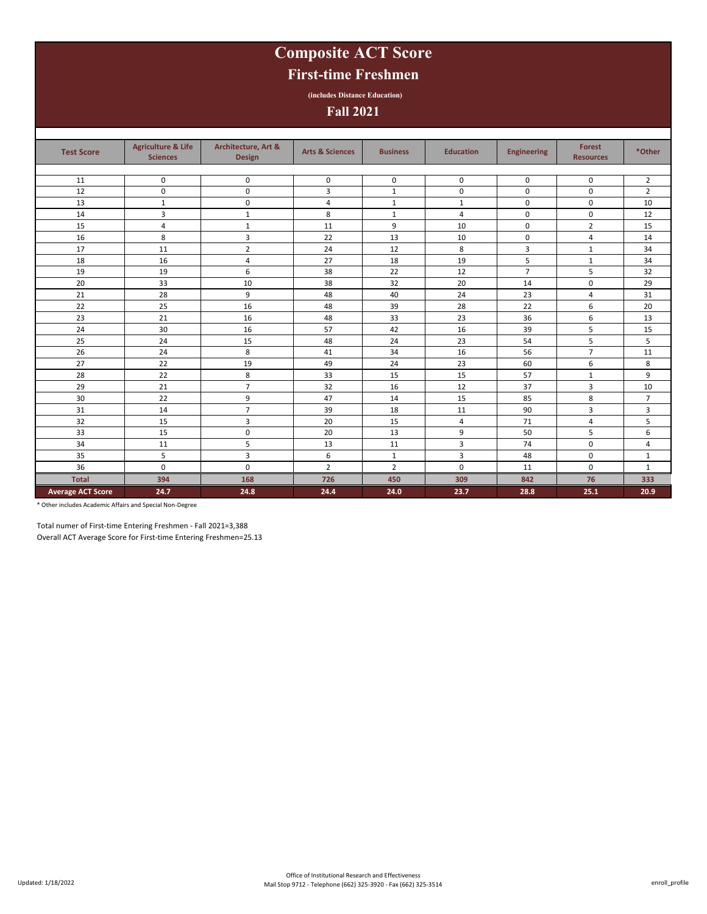# Composite ACT Score

## First-time Freshmen

(includes Distance Education)

## Fall 2021

| Test Score | Agriculture & Life Sciences | Architecture, Art & Design | Arts & Sciences | Business | Education | Engineering | Forest Resources | *Other |
|---|---|---|---|---|---|---|---|---|
| 11 | 0 | 0 | 0 | 0 | 0 | 0 | 0 | 2 |
| 12 | 0 | 0 | 3 | 1 | 0 | 0 | 0 | 2 |
| 13 | 1 | 0 | 4 | 1 | 1 | 0 | 0 | 10 |
| 14 | 3 | 1 | 8 | 1 | 4 | 0 | 0 | 12 |
| 15 | 4 | 1 | 11 | 9 | 10 | 0 | 2 | 15 |
| 16 | 8 | 3 | 22 | 13 | 10 | 0 | 4 | 14 |
| 17 | 11 | 2 | 24 | 12 | 8 | 3 | 1 | 34 |
| 18 | 16 | 4 | 27 | 18 | 19 | 5 | 1 | 34 |
| 19 | 19 | 6 | 38 | 22 | 12 | 7 | 5 | 32 |
| 20 | 33 | 10 | 38 | 32 | 20 | 14 | 0 | 29 |
| 21 | 28 | 9 | 48 | 40 | 24 | 23 | 4 | 31 |
| 22 | 25 | 16 | 48 | 39 | 28 | 22 | 6 | 20 |
| 23 | 21 | 16 | 48 | 33 | 23 | 36 | 6 | 13 |
| 24 | 30 | 16 | 57 | 42 | 16 | 39 | 5 | 15 |
| 25 | 24 | 15 | 48 | 24 | 23 | 54 | 5 | 5 |
| 26 | 24 | 8 | 41 | 34 | 16 | 56 | 7 | 11 |
| 27 | 22 | 19 | 49 | 24 | 23 | 60 | 6 | 8 |
| 28 | 22 | 8 | 33 | 15 | 15 | 57 | 1 | 9 |
| 29 | 21 | 7 | 32 | 16 | 12 | 37 | 3 | 10 |
| 30 | 22 | 9 | 47 | 14 | 15 | 85 | 8 | 7 |
| 31 | 14 | 7 | 39 | 18 | 11 | 90 | 3 | 3 |
| 32 | 15 | 3 | 20 | 15 | 4 | 71 | 4 | 5 |
| 33 | 15 | 0 | 20 | 13 | 9 | 50 | 5 | 6 |
| 34 | 11 | 5 | 13 | 11 | 3 | 74 | 0 | 4 |
| 35 | 5 | 3 | 6 | 1 | 3 | 48 | 0 | 1 |
| 36 | 0 | 0 | 2 | 2 | 0 | 11 | 0 | 1 |
| **Total** | **394** | **168** | **726** | **450** | **309** | **842** | **76** | **333** |
| **Average ACT Score** | **24.7** | **24.8** | **24.4** | **24.0** | **23.7** | **28.8** | **25.1** | **20.9** |

* Other includes Academic Affairs and Special Non-Degree

Total numer of First-time Entering Freshmen - Fall 2021=3,388

Overall ACT Average Score for First-time Entering Freshmen=25.13

Updated: 1/18/2022

Office of Institutional Research and Effectiveness
Mail Stop 9712 - Telephone (662) 325-3920 - Fax (662) 325-3514

enroll_profile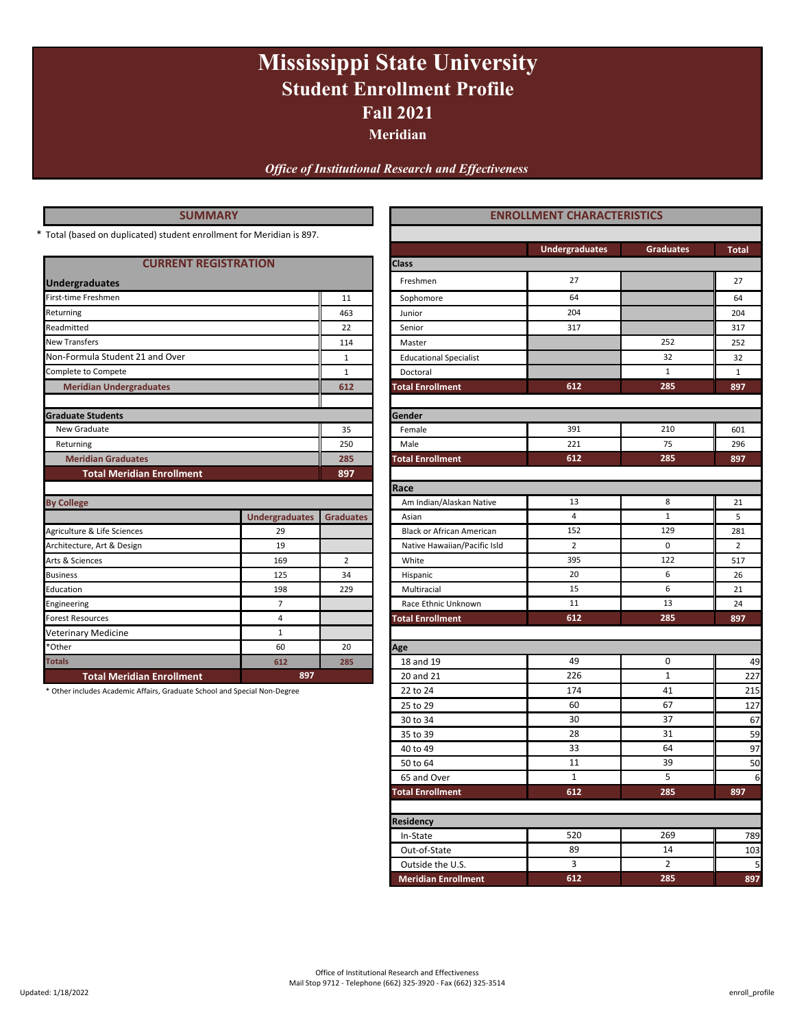# Mississippi State University
## Student Enrollment Profile
## Fall 2021
### Meridian

*Office of Institutional Research and Effectiveness*

## SUMMARY

\* Total (based on duplicated) student enrollment for Meridian is 897.

### CURRENT REGISTRATION

| Undergraduates | |
|---|---|
| First-time Freshmen | 11 |
| Returning | 463 |
| Readmitted | 22 |
| New Transfers | 114 |
| Non-Formula Student 21 and Over | 1 |
| Complete to Compete | 1 |
| **Meridian Undergraduates** | **612** |

| Graduate Students | |
|---|---|
| New Graduate | 35 |
| Returning | 250 |
| **Meridian Graduates** | **285** |
| **Total Meridian Enrollment** | **897** |

### By College

| | Undergraduates | Graduates |
|---|---|---|
| Agriculture & Life Sciences | 29 | |
| Architecture, Art & Design | 19 | |
| Arts & Sciences | 169 | 2 |
| Business | 125 | 34 |
| Education | 198 | 229 |
| Engineering | 7 | |
| Forest Resources | 4 | |
| Veterinary Medicine | 1 | |
| *Other | 60 | 20 |
| **Totals** | **612** | **285** |
| **Total Meridian Enrollment** | **897** | |

\* Other includes Academic Affairs, Graduate School and Special Non-Degree

## ENROLLMENT CHARACTERISTICS

| | Undergraduates | Graduates | Total |
|---|---|---|---|
| **Class** | | | |
| Freshmen | 27 | | 27 |
| Sophomore | 64 | | 64 |
| Junior | 204 | | 204 |
| Senior | 317 | | 317 |
| Master | | 252 | 252 |
| Educational Specialist | | 32 | 32 |
| Doctoral | | 1 | 1 |
| **Total Enrollment** | **612** | **285** | **897** |
| **Gender** | | | |
| Female | 391 | 210 | 601 |
| Male | 221 | 75 | 296 |
| **Total Enrollment** | **612** | **285** | **897** |
| **Race** | | | |
| Am Indian/Alaskan Native | 13 | 8 | 21 |
| Asian | 4 | 1 | 5 |
| Black or African American | 152 | 129 | 281 |
| Native Hawaiian/Pacific Isld | 2 | 0 | 2 |
| White | 395 | 122 | 517 |
| Hispanic | 20 | 6 | 26 |
| Multiracial | 15 | 6 | 21 |
| Race Ethnic Unknown | 11 | 13 | 24 |
| **Total Enrollment** | **612** | **285** | **897** |
| **Age** | | | |
| 18 and 19 | 49 | 0 | 49 |
| 20 and 21 | 226 | 1 | 227 |
| 22 to 24 | 174 | 41 | 215 |
| 25 to 29 | 60 | 67 | 127 |
| 30 to 34 | 30 | 37 | 67 |
| 35 to 39 | 28 | 31 | 59 |
| 40 to 49 | 33 | 64 | 97 |
| 50 to 64 | 11 | 39 | 50 |
| 65 and Over | 1 | 5 | 6 |
| **Total Enrollment** | **612** | **285** | **897** |
| **Residency** | | | |
| In-State | 520 | 269 | 789 |
| Out-of-State | 89 | 14 | 103 |
| Outside the U.S. | 3 | 2 | 5 |
| **Meridian Enrollment** | **612** | **285** | **897** |

Office of Institutional Research and Effectiveness
Mail Stop 9712 - Telephone (662) 325-3920 - Fax (662) 325-3514

Updated: 1/18/2022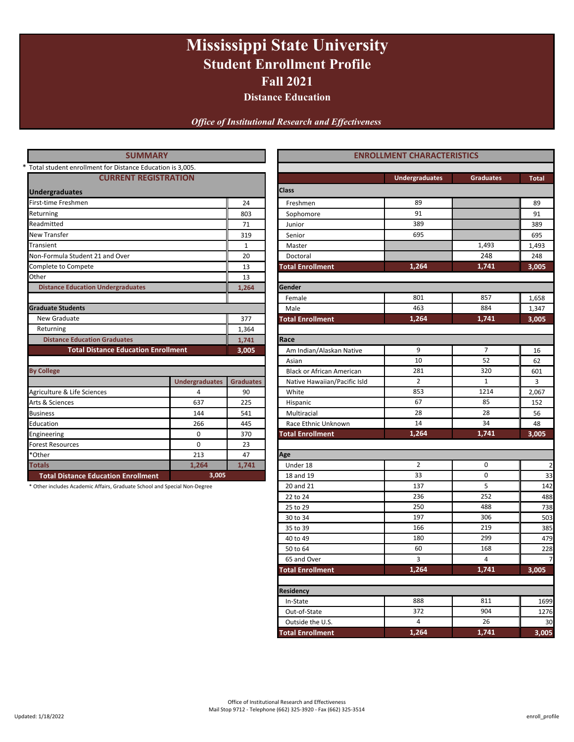# Mississippi State University
## Student Enrollment Profile
## Fall 2021
### Distance Education

*Office of Institutional Research and Effectiveness*

## SUMMARY

* Total student enrollment for Distance Education is 3,005.

### CURRENT REGISTRATION

| Undergraduates | |
|---|---|
| First-time Freshmen | 24 |
| Returning | 803 |
| Readmitted | 71 |
| New Transfer | 319 |
| Transient | 1 |
| Non-Formula Student 21 and Over | 20 |
| Complete to Compete | 13 |
| Other | 13 |
| **Distance Education Undergraduates** | **1,264** |
| **Graduate Students** | |
| New Graduate | 377 |
| Returning | 1,364 |
| **Distance Education Graduates** | **1,741** |
| **Total Distance Education Enrollment** | **3,005** |

### By College

| | Undergraduates | Graduates |
|---|---|---|
| Agriculture & Life Sciences | 4 | 90 |
| Arts & Sciences | 637 | 225 |
| Business | 144 | 541 |
| Education | 266 | 445 |
| Engineering | 0 | 370 |
| Forest Resources | 0 | 23 |
| *Other | 213 | 47 |
| **Totals** | **1,264** | **1,741** |
| **Total Distance Education Enrollment** | **3,005** | |

* Other includes Academic Affairs, Graduate School and Special Non-Degree

## ENROLLMENT CHARACTERISTICS

| | Undergraduates | Graduates | Total |
|---|---|---|---|
| **Class** | | | |
| Freshmen | 89 | | 89 |
| Sophomore | 91 | | 91 |
| Junior | 389 | | 389 |
| Senior | 695 | | 695 |
| Master | | 1,493 | 1,493 |
| Doctoral | | 248 | 248 |
| **Total Enrollment** | **1,264** | **1,741** | **3,005** |
| **Gender** | | | |
| Female | 801 | 857 | 1,658 |
| Male | 463 | 884 | 1,347 |
| **Total Enrollment** | **1,264** | **1,741** | **3,005** |
| **Race** | | | |
| Am Indian/Alaskan Native | 9 | 7 | 16 |
| Asian | 10 | 52 | 62 |
| Black or African American | 281 | 320 | 601 |
| Native Hawaiian/Pacific Isld | 2 | 1 | 3 |
| White | 853 | 1214 | 2,067 |
| Hispanic | 67 | 85 | 152 |
| Multiracial | 28 | 28 | 56 |
| Race Ethnic Unknown | 14 | 34 | 48 |
| **Total Enrollment** | **1,264** | **1,741** | **3,005** |
| **Age** | | | |
| Under 18 | 2 | 0 | 2 |
| 18 and 19 | 33 | 0 | 33 |
| 20 and 21 | 137 | 5 | 142 |
| 22 to 24 | 236 | 252 | 488 |
| 25 to 29 | 250 | 488 | 738 |
| 30 to 34 | 197 | 306 | 503 |
| 35 to 39 | 166 | 219 | 385 |
| 40 to 49 | 180 | 299 | 479 |
| 50 to 64 | 60 | 168 | 228 |
| 65 and Over | 3 | 4 | 7 |
| **Total Enrollment** | **1,264** | **1,741** | **3,005** |
| **Residency** | | | |
| In-State | 888 | 811 | 1699 |
| Out-of-State | 372 | 904 | 1276 |
| Outside the U.S. | 4 | 26 | 30 |
| **Total Enrollment** | **1,264** | **1,741** | **3,005** |

Office of Institutional Research and Effectiveness
Mail Stop 9712 - Telephone (662) 325-3920 - Fax (662) 325-3514

Updated: 1/18/2022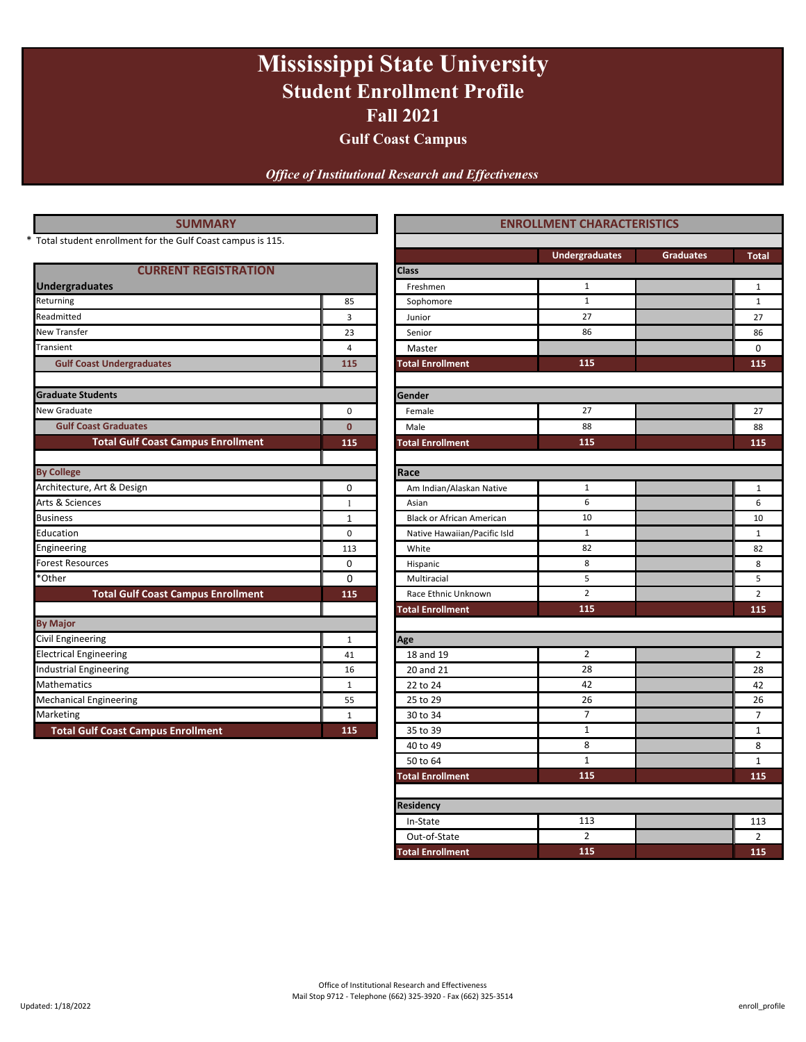# Mississippi State University
## Student Enrollment Profile
## Fall 2021
### Gulf Coast Campus

*Office of Institutional Research and Effectiveness*

## SUMMARY

* Total student enrollment for the Gulf Coast campus is 115.

### CURRENT REGISTRATION

| | |
|---|---|
| **Undergraduates** | |
| Returning | 85 |
| Readmitted | 3 |
| New Transfer | 23 |
| Transient | 4 |
| **Gulf Coast Undergraduates** | **115** |
| | |
| **Graduate Students** | |
| New Graduate | 0 |
| **Gulf Coast Graduates** | **0** |
| **Total Gulf Coast Campus Enrollment** | **115** |
| | |
| **By College** | |
| Architecture, Art & Design | 0 |
| Arts & Sciences | 1 |
| Business | 1 |
| Education | 0 |
| Engineering | 113 |
| Forest Resources | 0 |
| *Other | 0 |
| **Total Gulf Coast Campus Enrollment** | **115** |
| | |
| **By Major** | |
| Civil Engineering | 1 |
| Electrical Engineering | 41 |
| Industrial Engineering | 16 |
| Mathematics | 1 |
| Mechanical Engineering | 55 |
| Marketing | 1 |
| **Total Gulf Coast Campus Enrollment** | **115** |

## ENROLLMENT CHARACTERISTICS

| | Undergraduates | Graduates | Total |
|---|---|---|---|
| **Class** | | | |
| Freshmen | 1 | | 1 |
| Sophomore | 1 | | 1 |
| Junior | 27 | | 27 |
| Senior | 86 | | 86 |
| Master | | | 0 |
| **Total Enrollment** | **115** | | **115** |
| | | | |
| **Gender** | | | |
| Female | 27 | | 27 |
| Male | 88 | | 88 |
| **Total Enrollment** | **115** | | **115** |
| | | | |
| **Race** | | | |
| Am Indian/Alaskan Native | 1 | | 1 |
| Asian | 6 | | 6 |
| Black or African American | 10 | | 10 |
| Native Hawaiian/Pacific Isld | 1 | | 1 |
| White | 82 | | 82 |
| Hispanic | 8 | | 8 |
| Multiracial | 5 | | 5 |
| Race Ethnic Unknown | 2 | | 2 |
| **Total Enrollment** | **115** | | **115** |
| | | | |
| **Age** | | | |
| 18 and 19 | 2 | | 2 |
| 20 and 21 | 28 | | 28 |
| 22 to 24 | 42 | | 42 |
| 25 to 29 | 26 | | 26 |
| 30 to 34 | 7 | | 7 |
| 35 to 39 | 1 | | 1 |
| 40 to 49 | 8 | | 8 |
| 50 to 64 | 1 | | 1 |
| **Total Enrollment** | **115** | | **115** |
| | | | |
| **Residency** | | | |
| In-State | 113 | | 113 |
| Out-of-State | 2 | | 2 |
| **Total Enrollment** | **115** | | **115** |

Office of Institutional Research and Effectiveness
Mail Stop 9712 - Telephone (662) 325-3920 - Fax (662) 325-3514

Updated: 1/18/2022